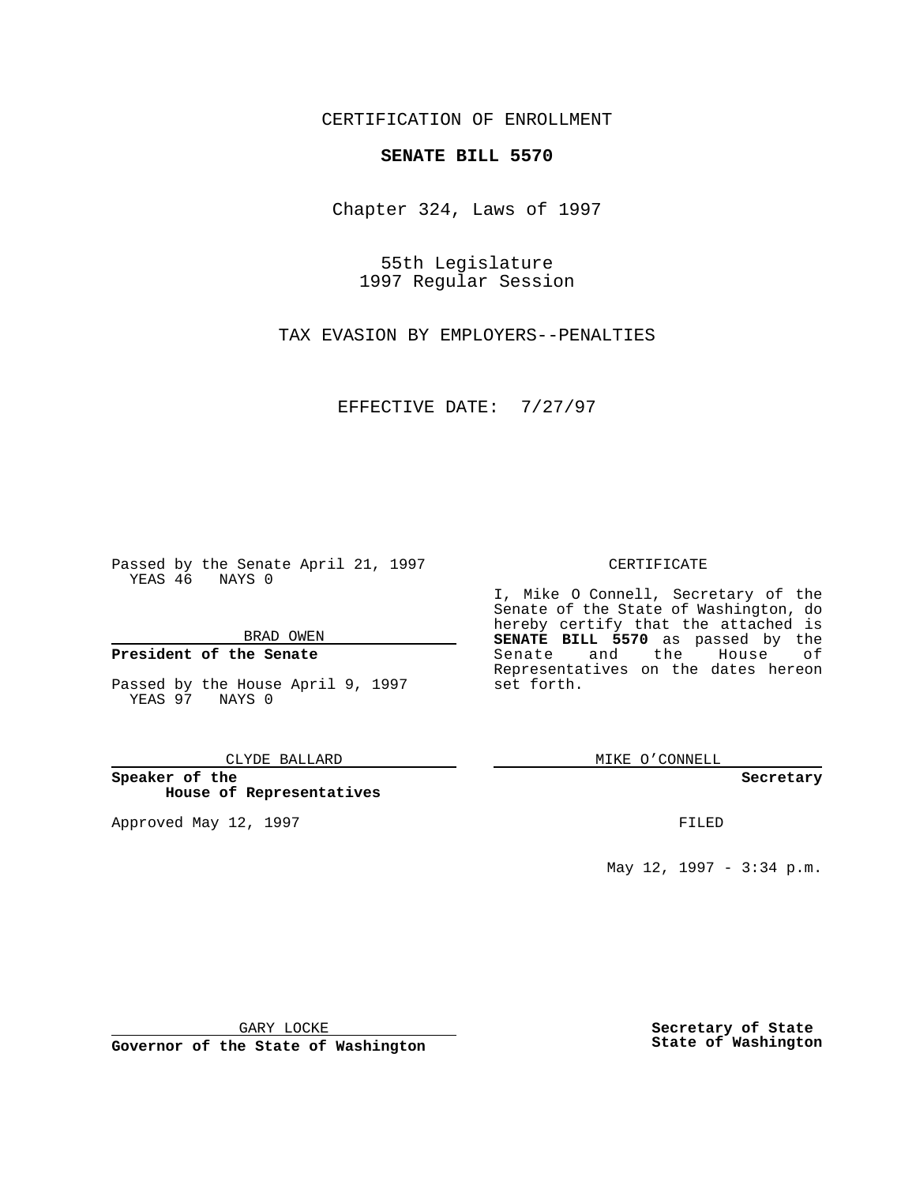CERTIFICATION OF ENROLLMENT

**SENATE BILL 5570**

Chapter 324, Laws of 1997

55th Legislature
1997 Regular Session

TAX EVASION BY EMPLOYERS--PENALTIES

EFFECTIVE DATE: 7/27/97

Passed by the Senate April 21, 1997
YEAS 46 NAYS 0

BRAD OWEN

**President of the Senate**

Passed by the House April 9, 1997
YEAS 97 NAYS 0

CLYDE BALLARD

**Speaker of the House of Representatives**

Approved May 12, 1997

GARY LOCKE

**Governor of the State of Washington**

CERTIFICATE

I, Mike O Connell, Secretary of the Senate of the State of Washington, do hereby certify that the attached is **SENATE BILL 5570** as passed by the Senate and the House of Representatives on the dates hereon set forth.

MIKE O'CONNELL

**Secretary**

FILED

May 12, 1997 - 3:34 p.m.

**Secretary of State**
**State of Washington**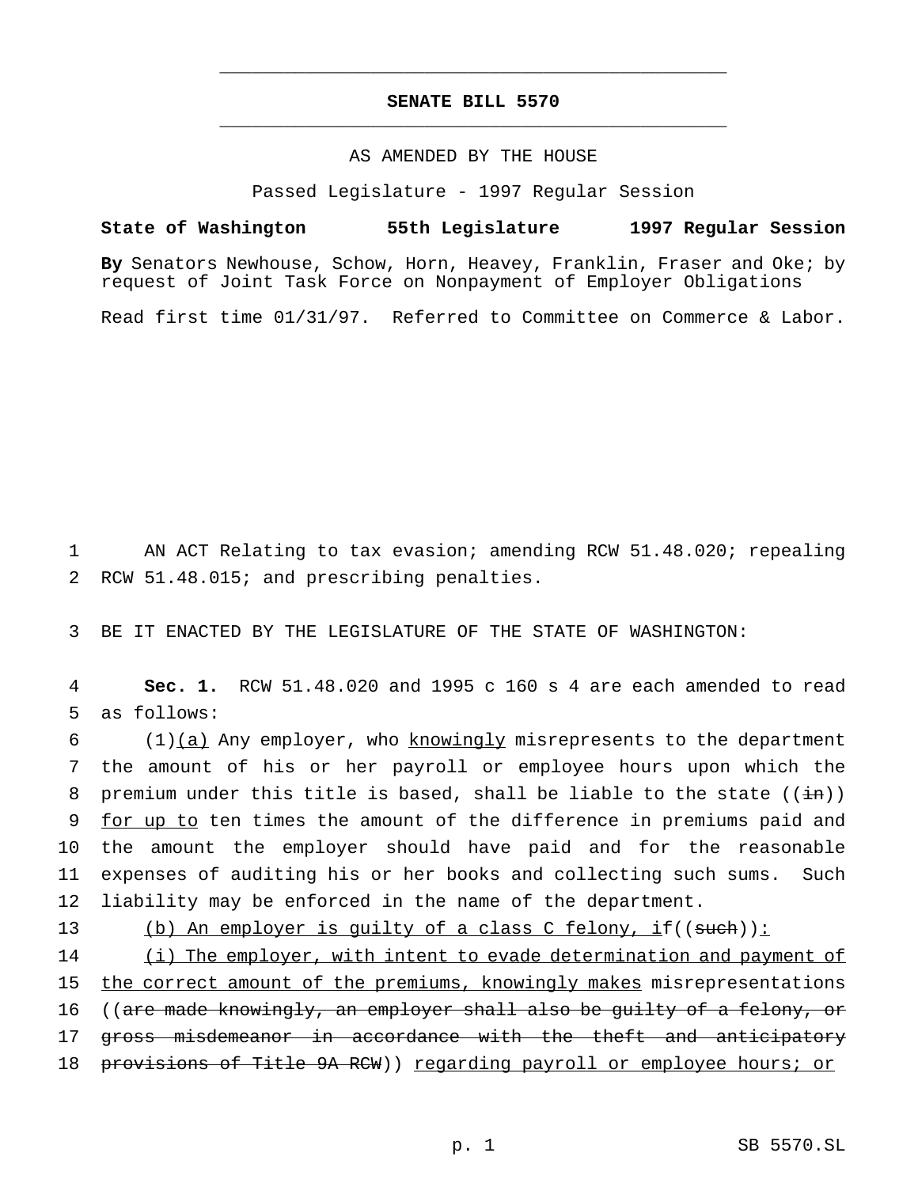# SENATE BILL 5570

AS AMENDED BY THE HOUSE

Passed Legislature - 1997 Regular Session

**State of Washington 55th Legislature 1997 Regular Session**

**By** Senators Newhouse, Schow, Horn, Heavey, Franklin, Fraser and Oke; by request of Joint Task Force on Nonpayment of Employer Obligations

Read first time 01/31/97. Referred to Committee on Commerce & Labor.

AN ACT Relating to tax evasion; amending RCW 51.48.020; repealing RCW 51.48.015; and prescribing penalties.

BE IT ENACTED BY THE LEGISLATURE OF THE STATE OF WASHINGTON:

**Sec. 1.** RCW 51.48.020 and 1995 c 160 s 4 are each amended to read as follows:

(1)<u>(a)</u> Any employer, who <u>knowingly</u> misrepresents to the department the amount of his or her payroll or employee hours upon which the premium under this title is based, shall be liable to the state ((~~in~~)) <u>for up to</u> ten times the amount of the difference in premiums paid and the amount the employer should have paid and for the reasonable expenses of auditing his or her books and collecting such sums. Such liability may be enforced in the name of the department.

<u>(b) An employer is guilty of a class C felony, i</u>f((~~such~~))<u>:</u>

<u>(i) The employer, with intent to evade determination and payment of the correct amount of the premiums, knowingly makes</u> misrepresentations ((~~are made knowingly, an employer shall also be guilty of a felony, or gross misdemeanor in accordance with the theft and anticipatory provisions of Title 9A RCW~~)) <u>regarding payroll or employee hours; or</u>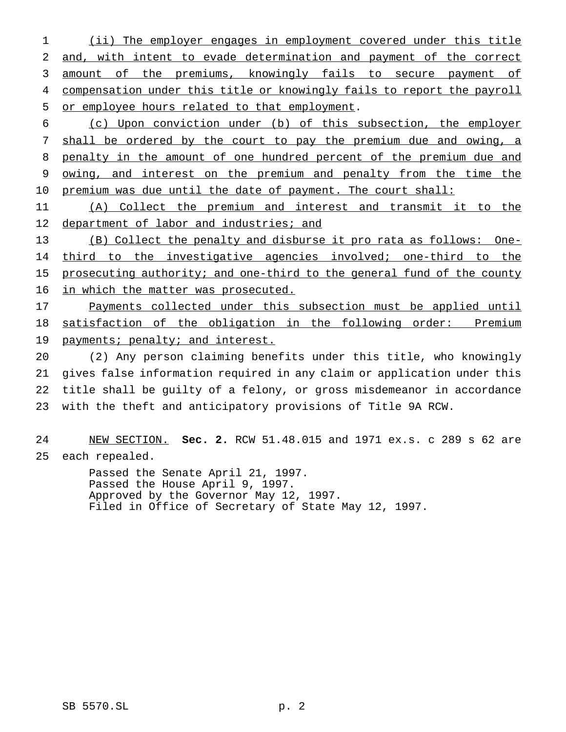(ii) The employer engages in employment covered under this title and, with intent to evade determination and payment of the correct amount of the premiums, knowingly fails to secure payment of compensation under this title or knowingly fails to report the payroll or employee hours related to that employment.

(c) Upon conviction under (b) of this subsection, the employer shall be ordered by the court to pay the premium due and owing, a penalty in the amount of one hundred percent of the premium due and owing, and interest on the premium and penalty from the time the premium was due until the date of payment. The court shall:

(A) Collect the premium and interest and transmit it to the department of labor and industries; and

(B) Collect the penalty and disburse it pro rata as follows: One-third to the investigative agencies involved; one-third to the prosecuting authority; and one-third to the general fund of the county in which the matter was prosecuted.

Payments collected under this subsection must be applied until satisfaction of the obligation in the following order: Premium payments; penalty; and interest.

(2) Any person claiming benefits under this title, who knowingly gives false information required in any claim or application under this title shall be guilty of a felony, or gross misdemeanor in accordance with the theft and anticipatory provisions of Title 9A RCW.

NEW SECTION. **Sec. 2.** RCW 51.48.015 and 1971 ex.s. c 289 s 62 are each repealed.

Passed the Senate April 21, 1997.
Passed the House April 9, 1997.
Approved by the Governor May 12, 1997.
Filed in Office of Secretary of State May 12, 1997.